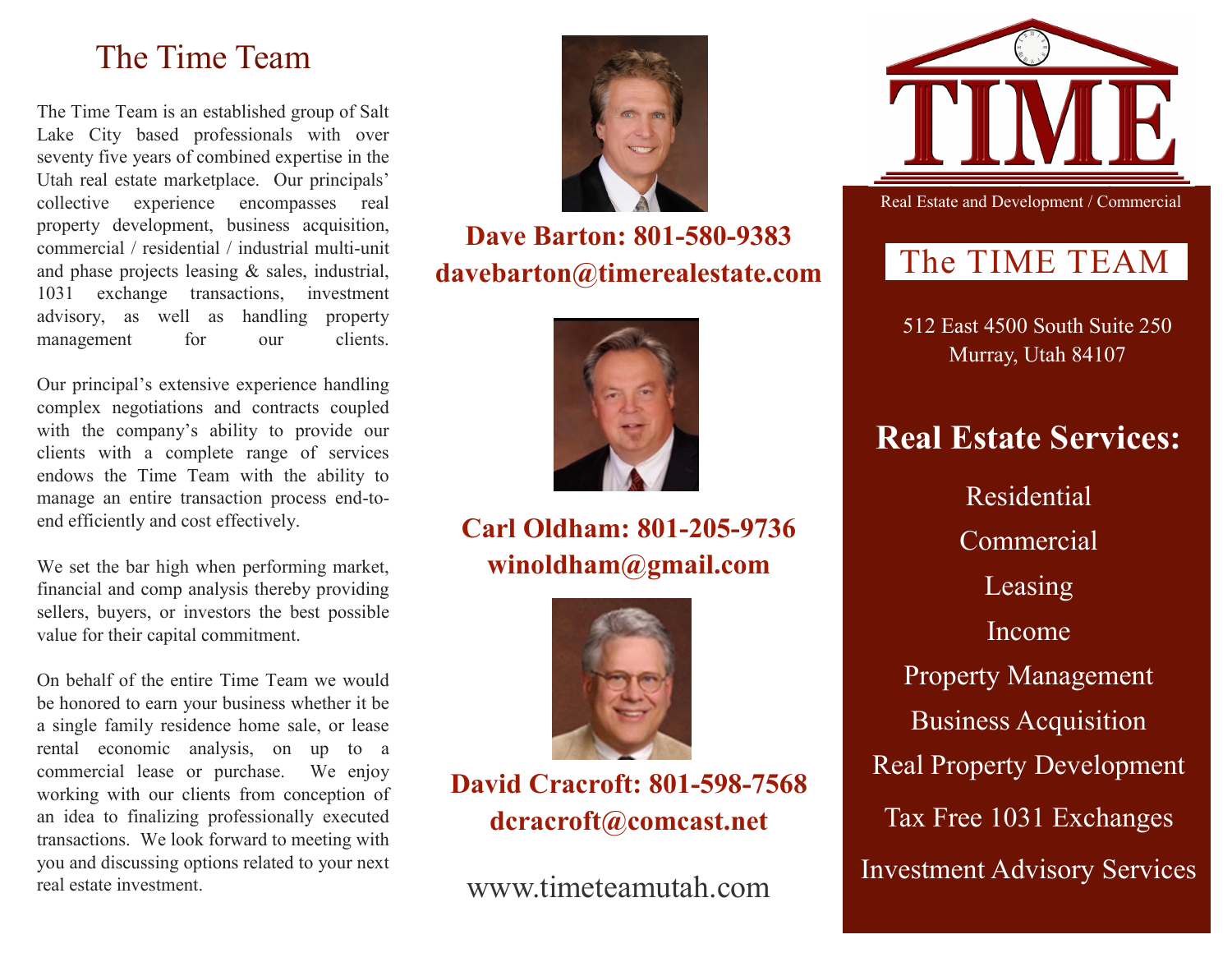# The Time Team

The Time Team is an established group of Salt Lake City based professionals with over seventy five years of combined expertise in the Utah real estate marketplace. Our principals' collective experience encompasses real property development, business acquisition, commercial / residential / industrial multi-unit and phase projects leasing & sales, industrial, 1031 exchange transactions, investment advisory, as well as handling property management for our clients.

Our principal's extensive experience handling complex negotiations and contracts coupled with the company's ability to provide our clients with a complete range of services endows the Time Team with the ability to manage an entire transaction process end-to-end efficiently and cost effectively.

We set the bar high when performing market, financial and comp analysis thereby providing sellers, buyers, or investors the best possible value for their capital commitment.

On behalf of the entire Time Team we would be honored to earn your business whether it be a single family residence home sale, or lease rental economic analysis, on up to a commercial lease or purchase. We enjoy working with our clients from conception of an idea to finalizing professionally executed transactions. We look forward to meeting with you and discussing options related to your next real estate investment.

**Dave Barton: 801-580-9383**
**davebarton@timerealestate.com**

**Carl Oldham: 801-205-9736**
**winoldham@gmail.com**

**David Cracroft: 801-598-7568**
**dcracroft@comcast.net**

www.timeteamutah.com

TIME

Real Estate and Development / Commercial

## The TIME TEAM

512 East 4500 South Suite 250
Murray, Utah 84107

## Real Estate Services:

Residential

Commercial

Leasing

Income

Property Management

Business Acquisition

Real Property Development

Tax Free 1031 Exchanges

Investment Advisory Services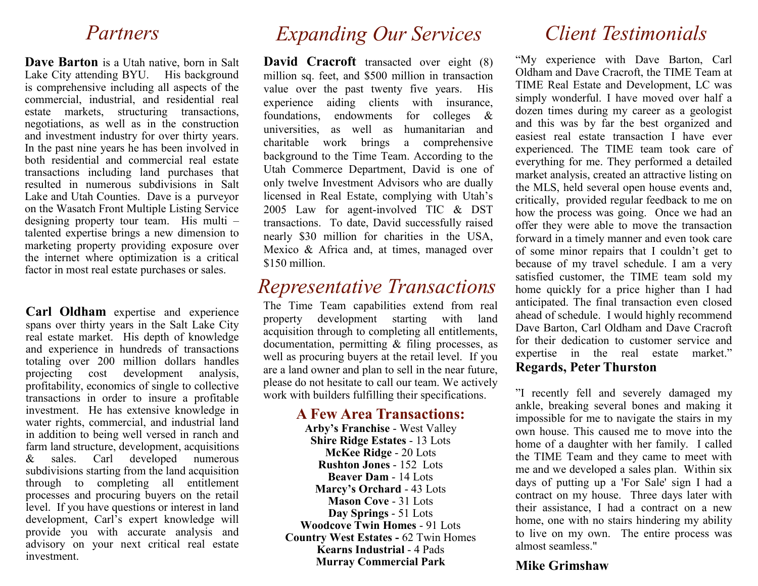# Partners

**Dave Barton** is a Utah native, born in Salt Lake City attending BYU. His background is comprehensive including all aspects of the commercial, industrial, and residential real estate markets, structuring transactions, negotiations, as well as in the construction and investment industry for over thirty years. In the past nine years he has been involved in both residential and commercial real estate transactions including land purchases that resulted in numerous subdivisions in Salt Lake and Utah Counties. Dave is a purveyor on the Wasatch Front Multiple Listing Service designing property tour team. His multi – talented expertise brings a new dimension to marketing property providing exposure over the internet where optimization is a critical factor in most real estate purchases or sales.

**Carl Oldham** expertise and experience spans over thirty years in the Salt Lake City real estate market. His depth of knowledge and experience in hundreds of transactions totaling over 200 million dollars handles projecting cost development analysis, profitability, economics of single to collective transactions in order to insure a profitable investment. He has extensive knowledge in water rights, commercial, and industrial land in addition to being well versed in ranch and farm land structure, development, acquisitions & sales. Carl developed numerous subdivisions starting from the land acquisition through to completing all entitlement processes and procuring buyers on the retail level. If you have questions or interest in land development, Carl's expert knowledge will provide you with accurate analysis and advisory on your next critical real estate investment.

# Expanding Our Services

**David Cracroft** transacted over eight (8) million sq. feet, and $500 million in transaction value over the past twenty five years. His experience aiding clients with insurance, foundations, endowments for colleges & universities, as well as humanitarian and charitable work brings a comprehensive background to the Time Team. According to the Utah Commerce Department, David is one of only twelve Investment Advisors who are dually licensed in Real Estate, complying with Utah's 2005 Law for agent-involved TIC & DST transactions. To date, David successfully raised nearly $30 million for charities in the USA, Mexico & Africa and, at times, managed over $150 million.

# Representative Transactions

The Time Team capabilities extend from real property development starting with land acquisition through to completing all entitlements, documentation, permitting & filing processes, as well as procuring buyers at the retail level. If you are a land owner and plan to sell in the near future, please do not hesitate to call our team. We actively work with builders fulfilling their specifications.

## A Few Area Transactions:

**Arby's Franchise** - West Valley
**Shire Ridge Estates** - 13 Lots
**McKee Ridge** - 20 Lots
**Rushton Jones** - 152 Lots
**Beaver Dam** - 14 Lots
**Marcy's Orchard** - 43 Lots
**Mason Cove** - 31 Lots
**Day Springs** - 51 Lots
**Woodcove Twin Homes** - 91 Lots
**Country West Estates -** 62 Twin Homes
**Kearns Industrial** - 4 Pads
**Murray Commercial Park**

# Client Testimonials

"My experience with Dave Barton, Carl Oldham and Dave Cracroft, the TIME Team at TIME Real Estate and Development, LC was simply wonderful. I have moved over half a dozen times during my career as a geologist and this was by far the best organized and easiest real estate transaction I have ever experienced. The TIME team took care of everything for me. They performed a detailed market analysis, created an attractive listing on the MLS, held several open house events and, critically, provided regular feedback to me on how the process was going. Once we had an offer they were able to move the transaction forward in a timely manner and even took care of some minor repairs that I couldn't get to because of my travel schedule. I am a very satisfied customer, the TIME team sold my home quickly for a price higher than I had anticipated. The final transaction even closed ahead of schedule. I would highly recommend Dave Barton, Carl Oldham and Dave Cracroft for their dedication to customer service and expertise in the real estate market."

**Regards, Peter Thurston**

"I recently fell and severely damaged my ankle, breaking several bones and making it impossible for me to navigate the stairs in my own house. This caused me to move into the home of a daughter with her family. I called the TIME Team and they came to meet with me and we developed a sales plan. Within six days of putting up a 'For Sale' sign I had a contract on my house. Three days later with their assistance, I had a contract on a new home, one with no stairs hindering my ability to live on my own. The entire process was almost seamless."

**Mike Grimshaw**